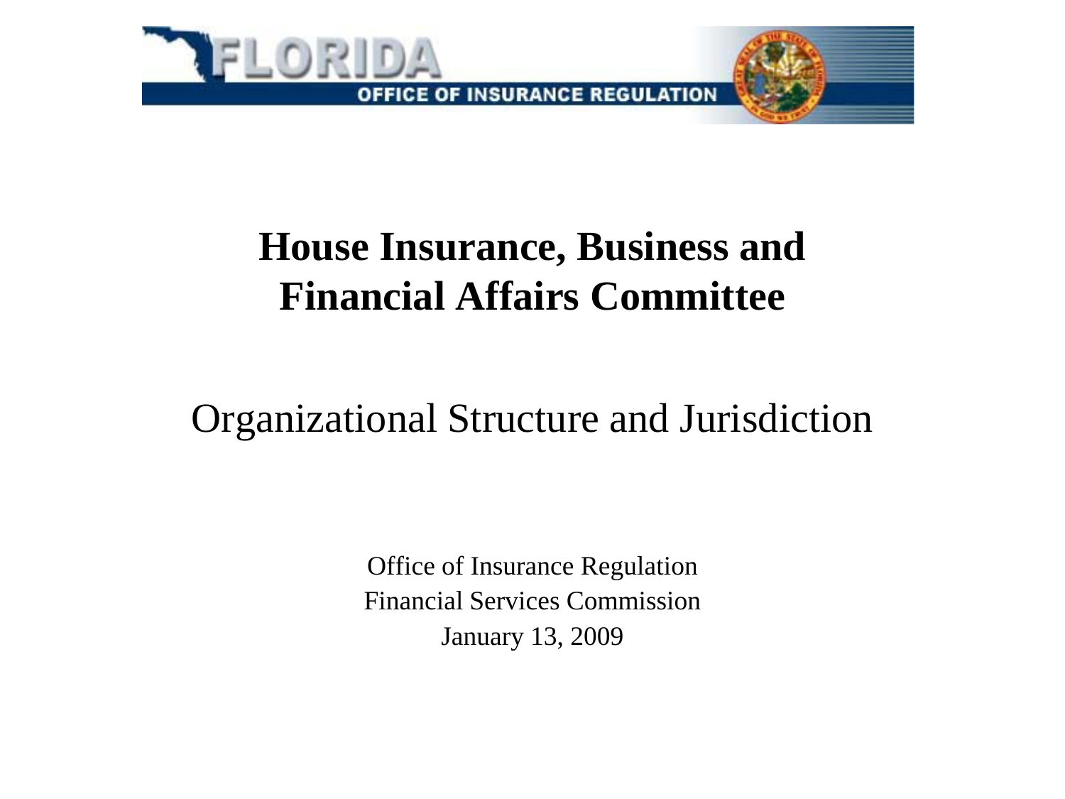FLORIDA

OFFICE OF INSURANCE REGULATION

# House Insurance, Business and Financial Affairs Committee

## Organizational Structure and Jurisdiction

Office of Insurance Regulation
Financial Services Commission
January 13, 2009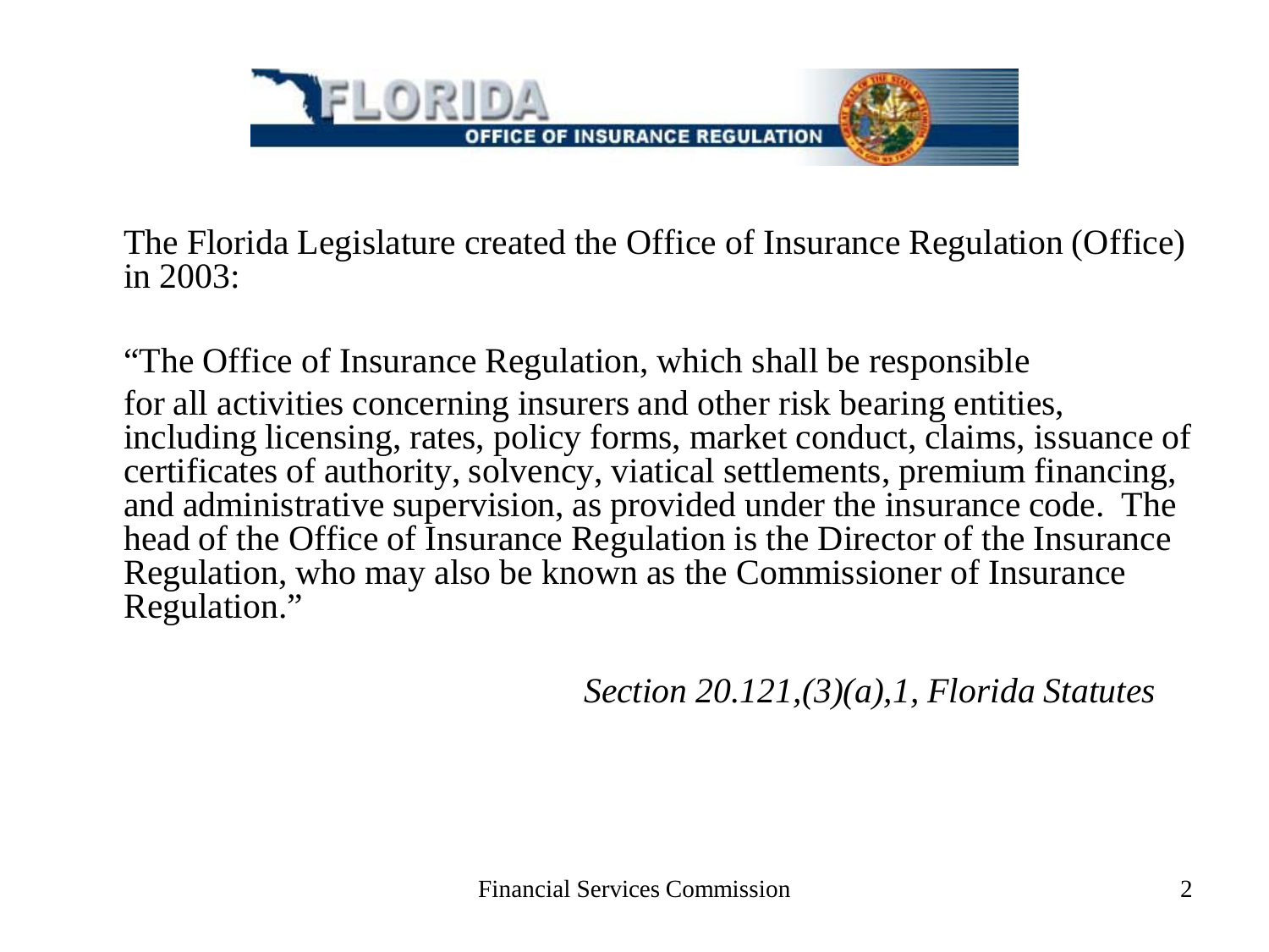The Florida Legislature created the Office of Insurance Regulation (Office) in 2003:

"The Office of Insurance Regulation, which shall be responsible for all activities concerning insurers and other risk bearing entities, including licensing, rates, policy forms, market conduct, claims, issuance of certificates of authority, solvency, viatical settlements, premium financing, and administrative supervision, as provided under the insurance code. The head of the Office of Insurance Regulation is the Director of the Insurance Regulation, who may also be known as the Commissioner of Insurance Regulation."

*Section 20.121,(3)(a),1, Florida Statutes*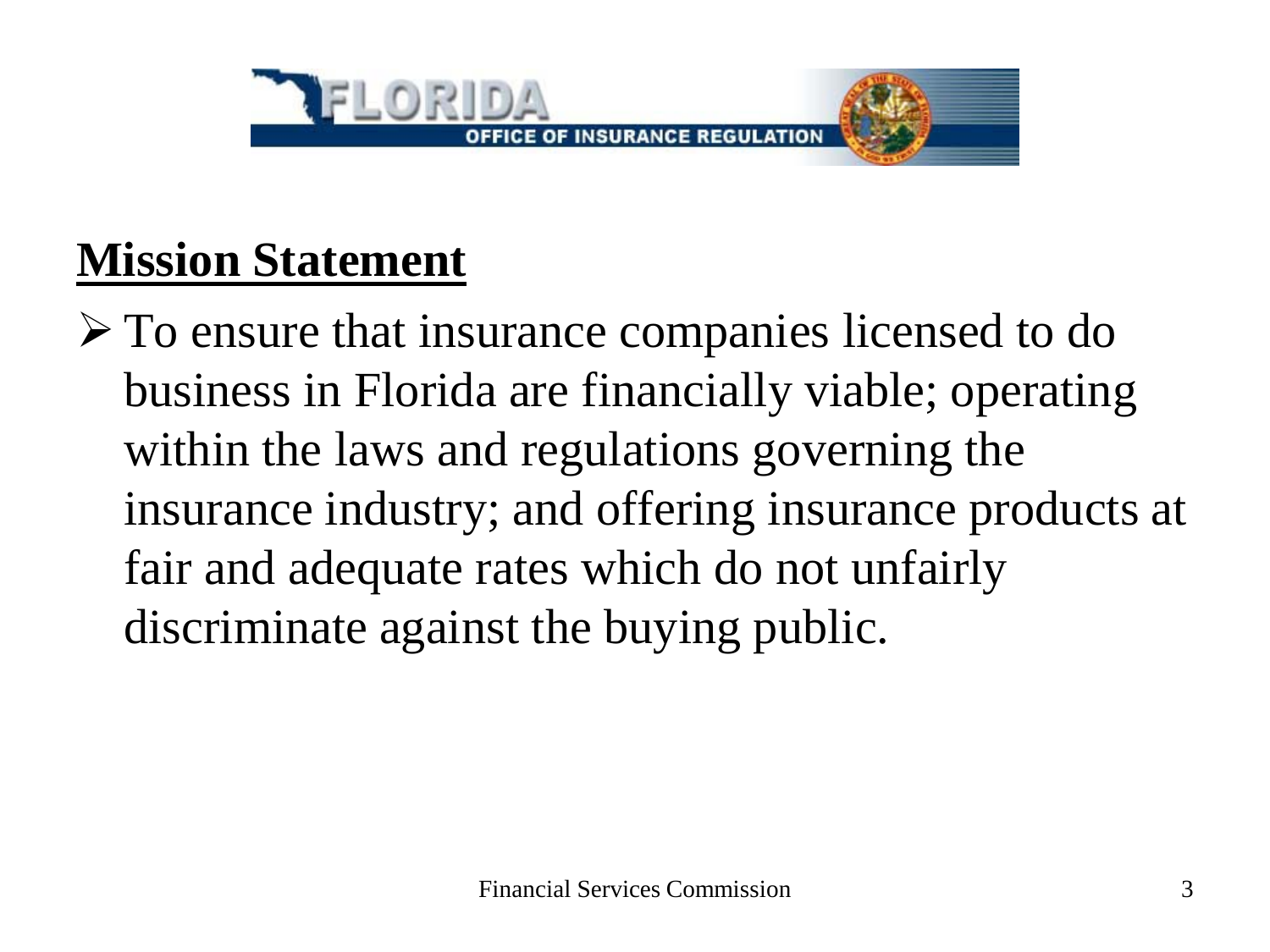## Mission Statement

- To ensure that insurance companies licensed to do business in Florida are financially viable; operating within the laws and regulations governing the insurance industry; and offering insurance products at fair and adequate rates which do not unfairly discriminate against the buying public.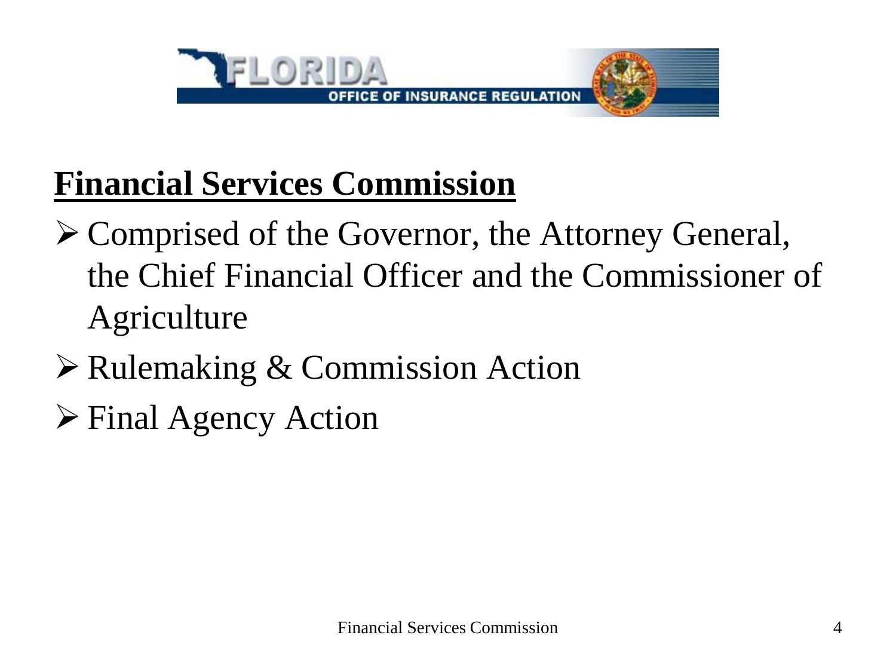## Financial Services Commission

- Comprised of the Governor, the Attorney General, the Chief Financial Officer and the Commissioner of Agriculture
- Rulemaking & Commission Action
- Final Agency Action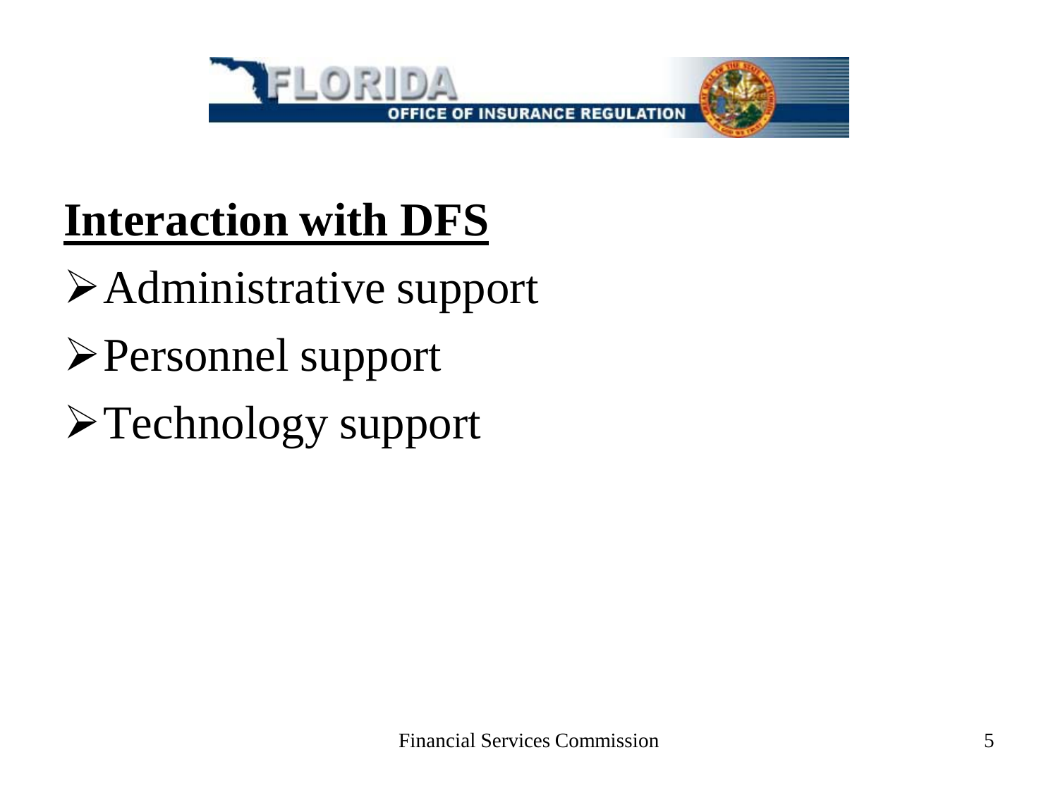## Interaction with DFS

- Administrative support
- Personnel support
- Technology support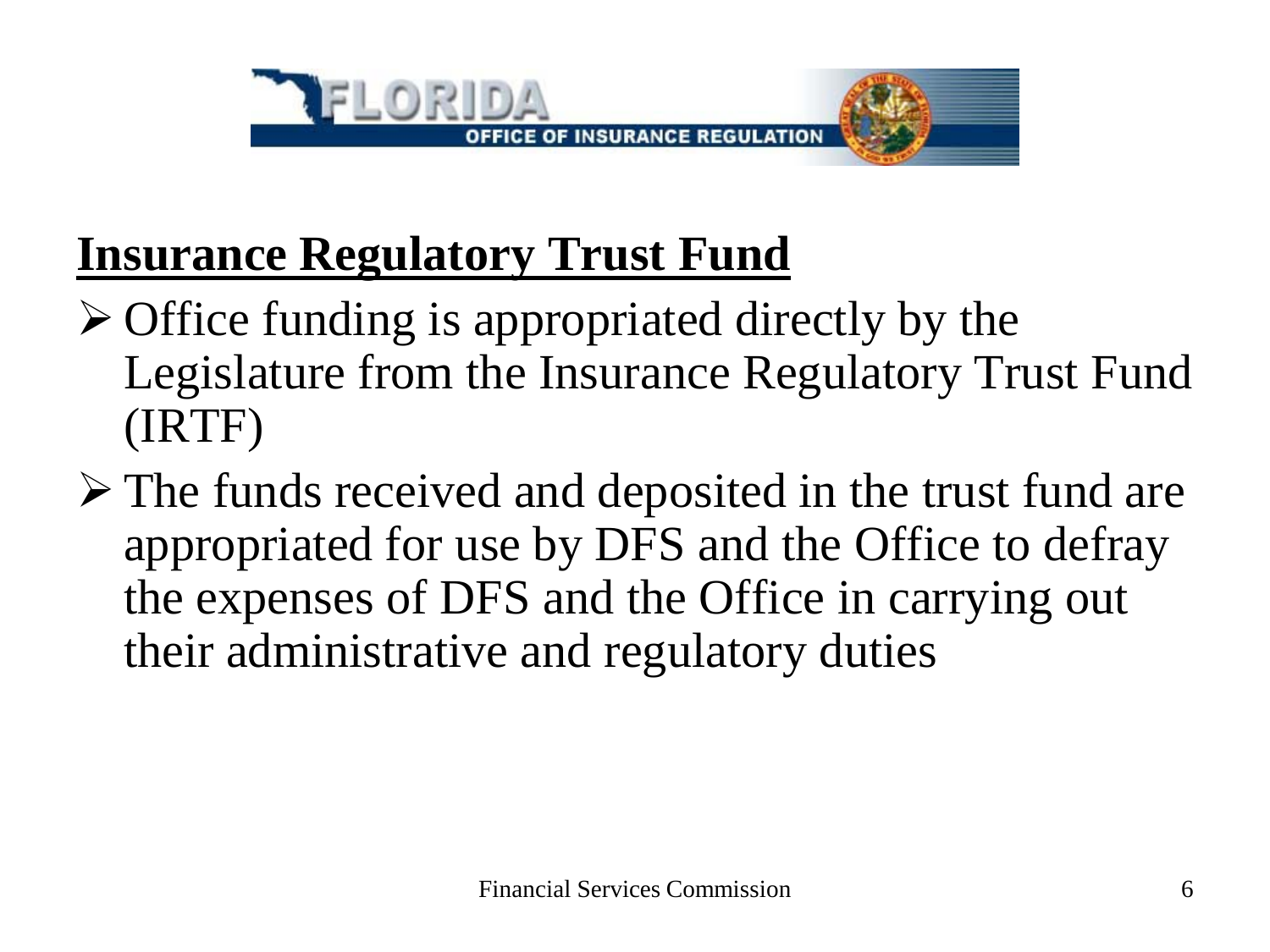## Insurance Regulatory Trust Fund

- Office funding is appropriated directly by the Legislature from the Insurance Regulatory Trust Fund (IRTF)
- The funds received and deposited in the trust fund are appropriated for use by DFS and the Office to defray the expenses of DFS and the Office in carrying out their administrative and regulatory duties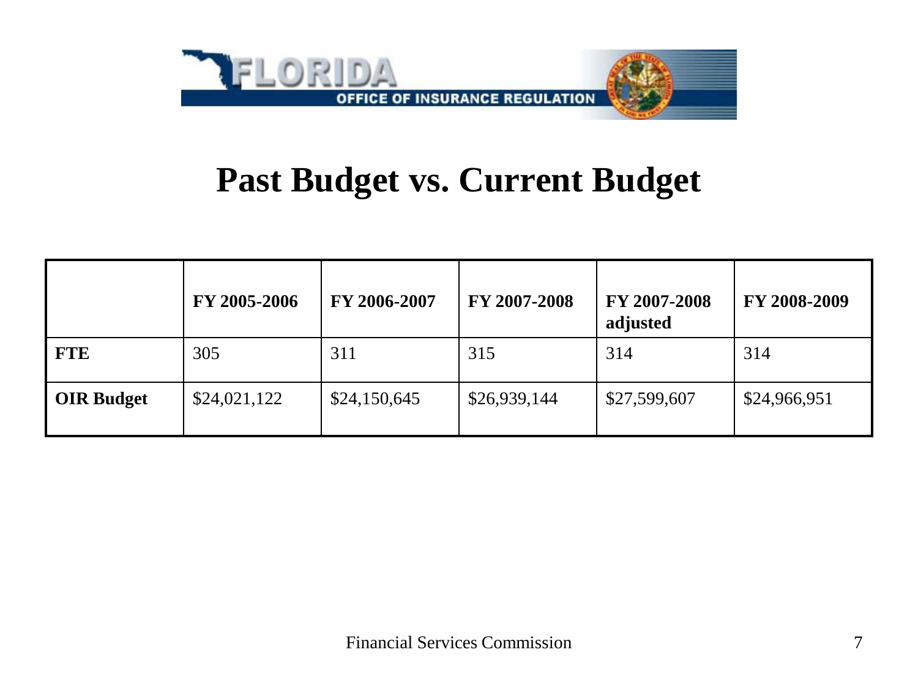# Past Budget vs. Current Budget

| | FY 2005-2006 | FY 2006-2007 | FY 2007-2008 | FY 2007-2008 adjusted | FY 2008-2009 |
|---|---|---|---|---|---|
| **FTE** | 305 | 311 | 315 | 314 | 314 |
| **OIR Budget** | $24,021,122 | $24,150,645 | $26,939,144 | $27,599,607 | $24,966,951 |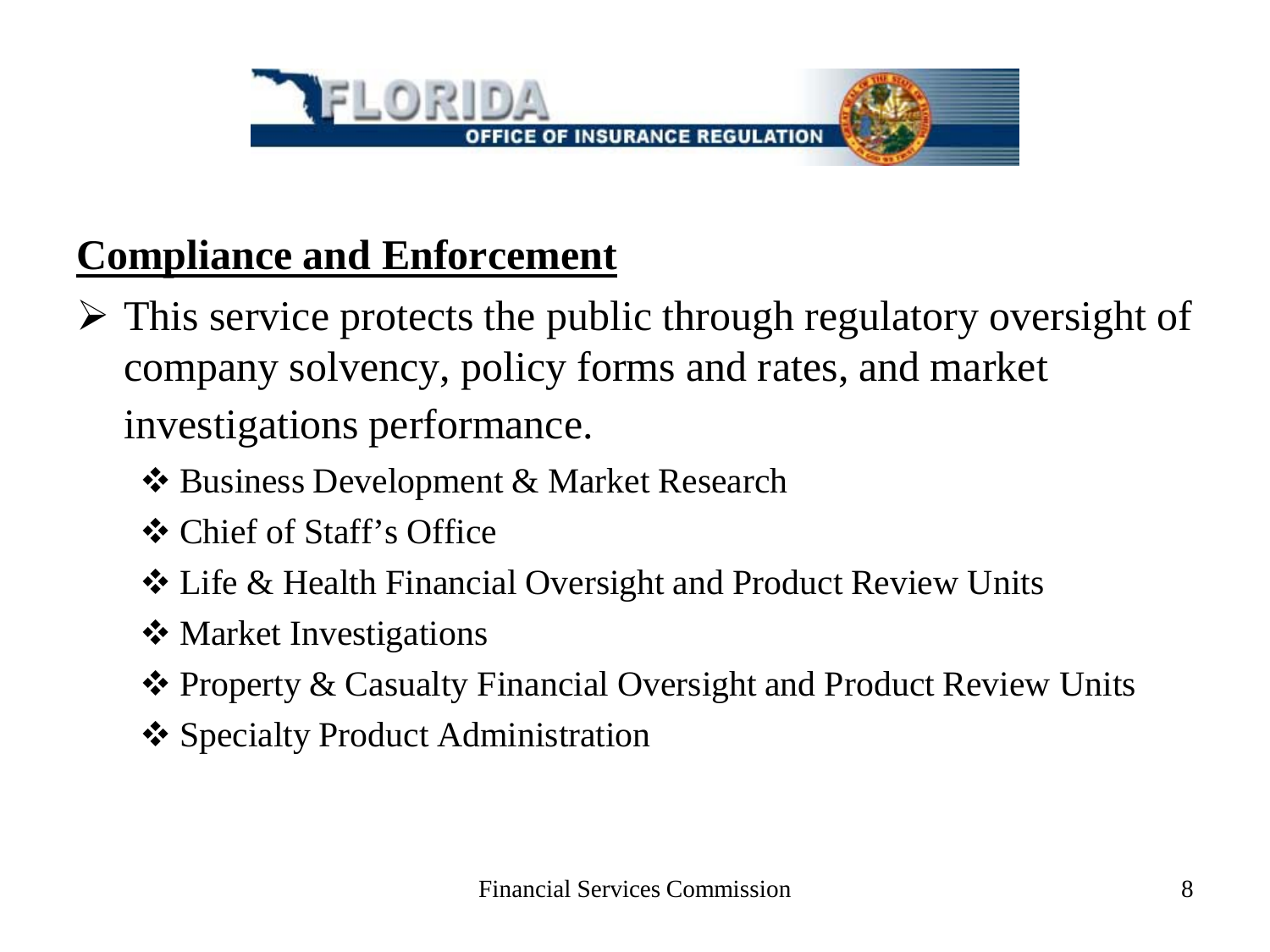## Compliance and Enforcement

- This service protects the public through regulatory oversight of company solvency, policy forms and rates, and market investigations performance.
  - Business Development & Market Research
  - Chief of Staff's Office
  - Life & Health Financial Oversight and Product Review Units
  - Market Investigations
  - Property & Casualty Financial Oversight and Product Review Units
  - Specialty Product Administration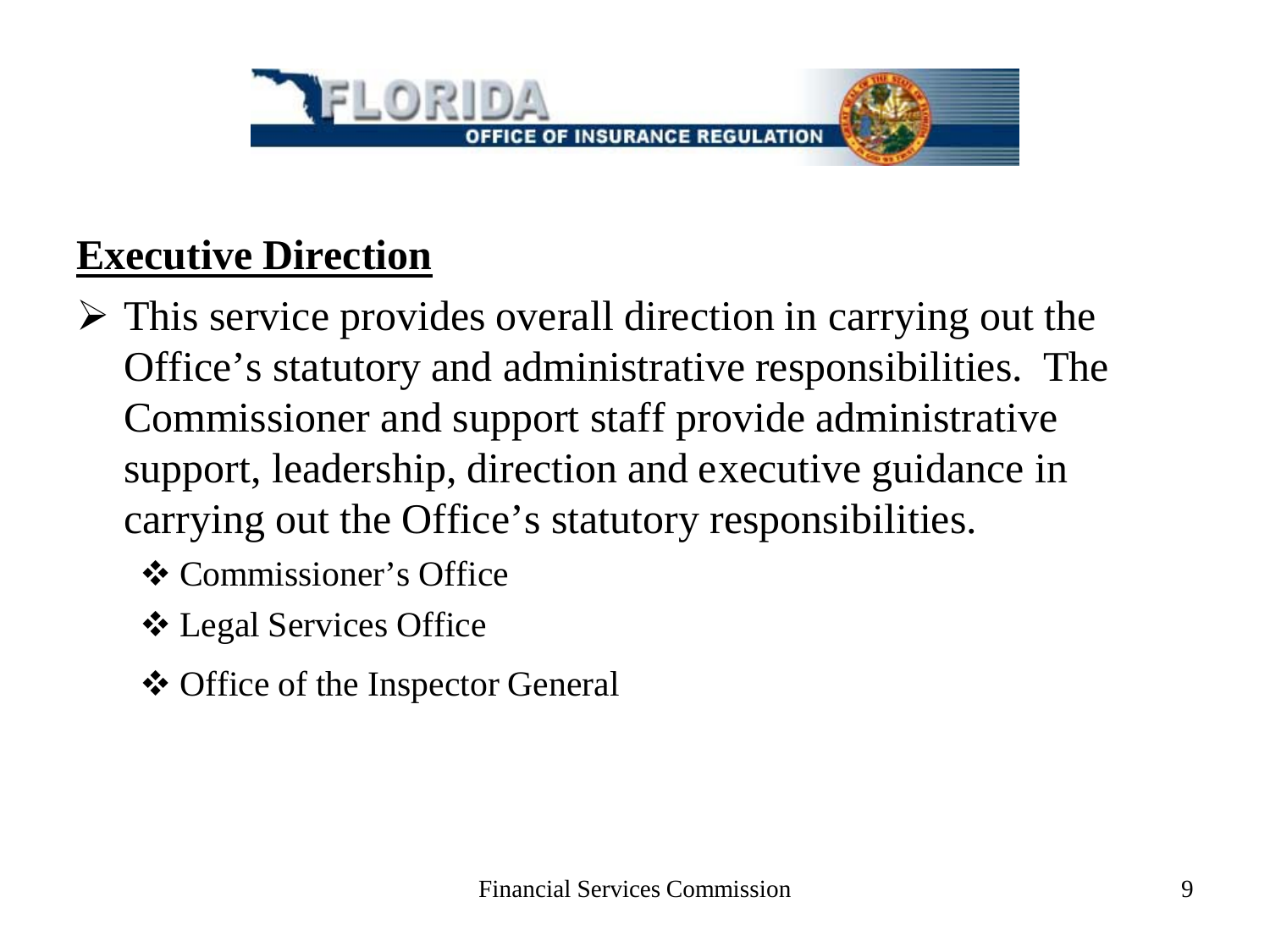## Executive Direction

- This service provides overall direction in carrying out the Office's statutory and administrative responsibilities. The Commissioner and support staff provide administrative support, leadership, direction and executive guidance in carrying out the Office's statutory responsibilities.
  - Commissioner's Office
  - Legal Services Office
  - Office of the Inspector General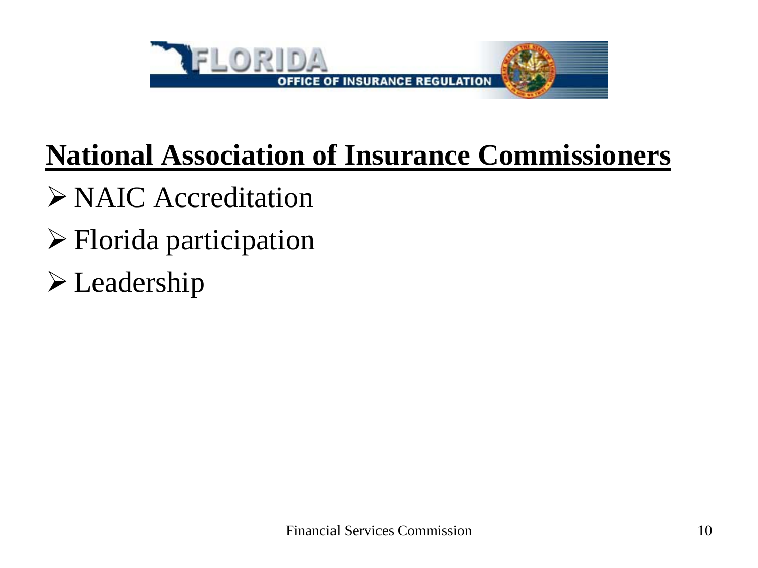## National Association of Insurance Commissioners

- NAIC Accreditation
- Florida participation
- Leadership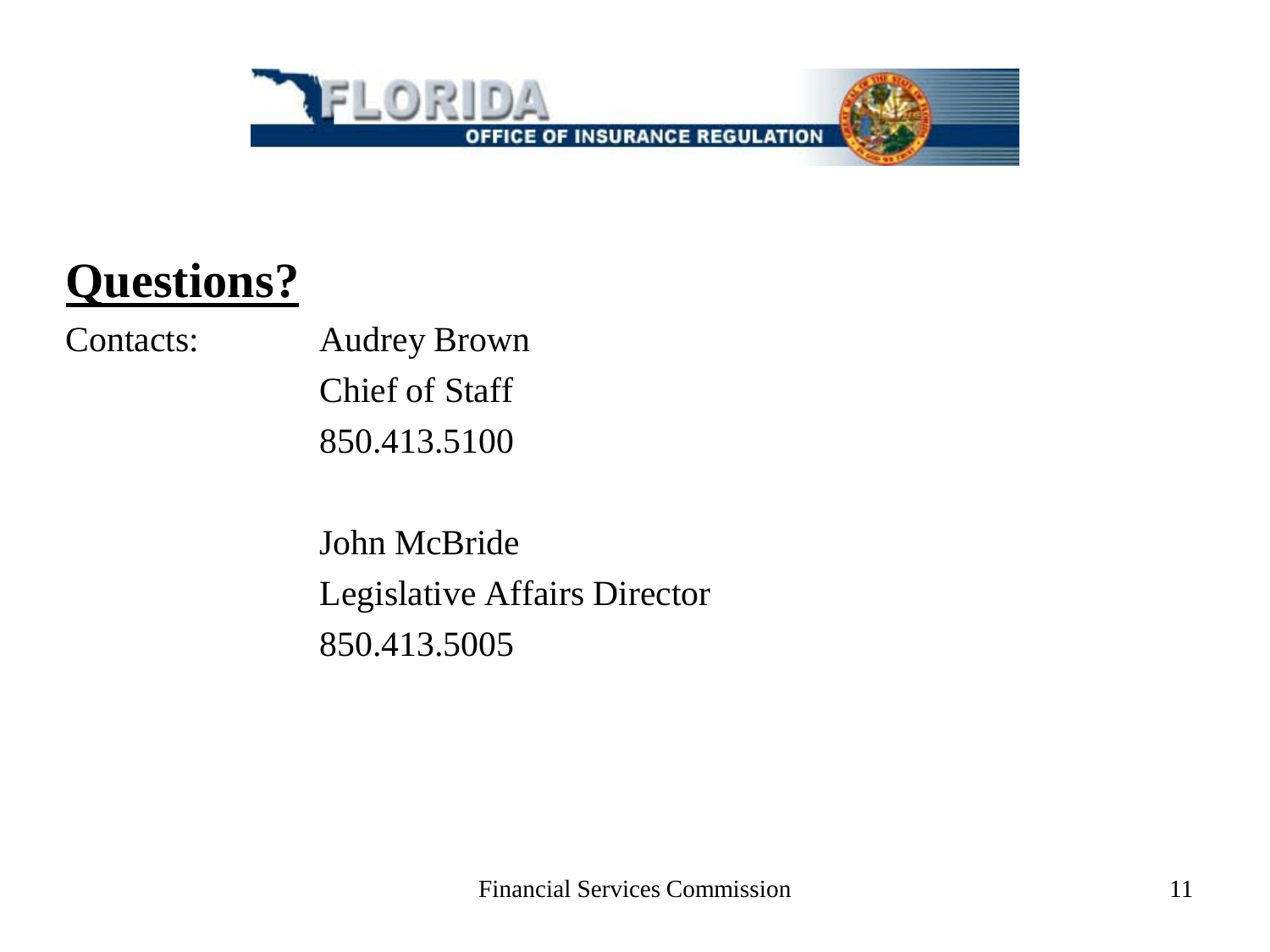## Questions?

Contacts: Audrey Brown
Chief of Staff
850.413.5100

John McBride
Legislative Affairs Director
850.413.5005